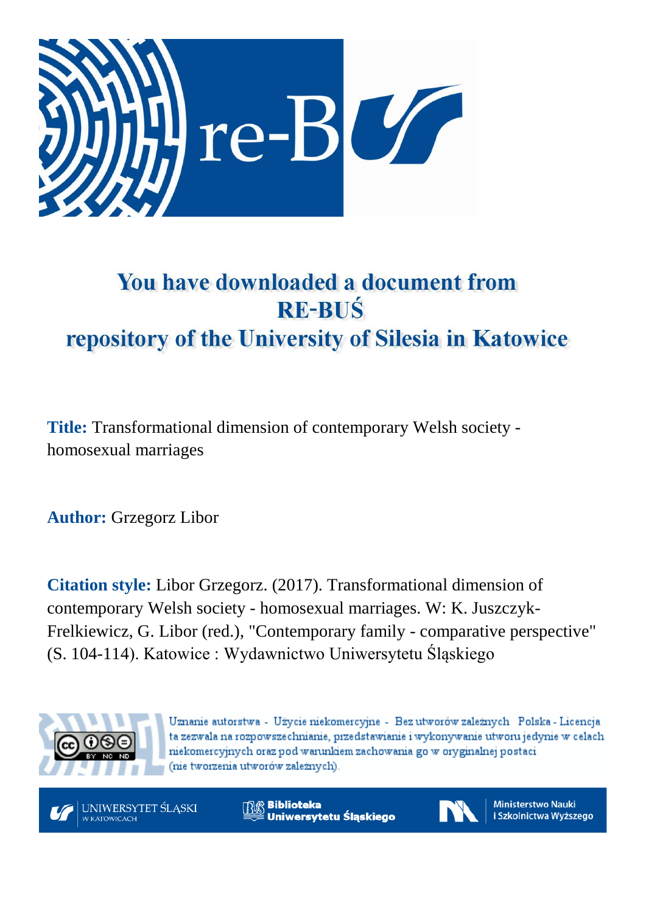# You have downloaded a document from RE-BUŚ repository of the University of Silesia in Katowice

**Title:** Transformational dimension of contemporary Welsh society - homosexual marriages

**Author:** Grzegorz Libor

**Citation style:** Libor Grzegorz. (2017). Transformational dimension of contemporary Welsh society - homosexual marriages. W: K. Juszczyk-Frelkiewicz, G. Libor (red.), "Contemporary family - comparative perspective" (S. 104-114). Katowice : Wydawnictwo Uniwersytetu Śląskiego

Uznanie autorstwa - Użycie niekomercyjne - Bez utworów zależnych Polska - Licencja ta zezwala na rozpowszechnianie, przedstawianie i wykonywanie utworu jedynie w celach niekomercyjnych oraz pod warunkiem zachowania go w oryginalnej postaci (nie tworzenia utworów zależnych).

UNIWERSYTET ŚLĄSKI W KATOWICACH

Biblioteka Uniwersytetu Śląskiego

Ministerstwo Nauki i Szkolnictwa Wyższego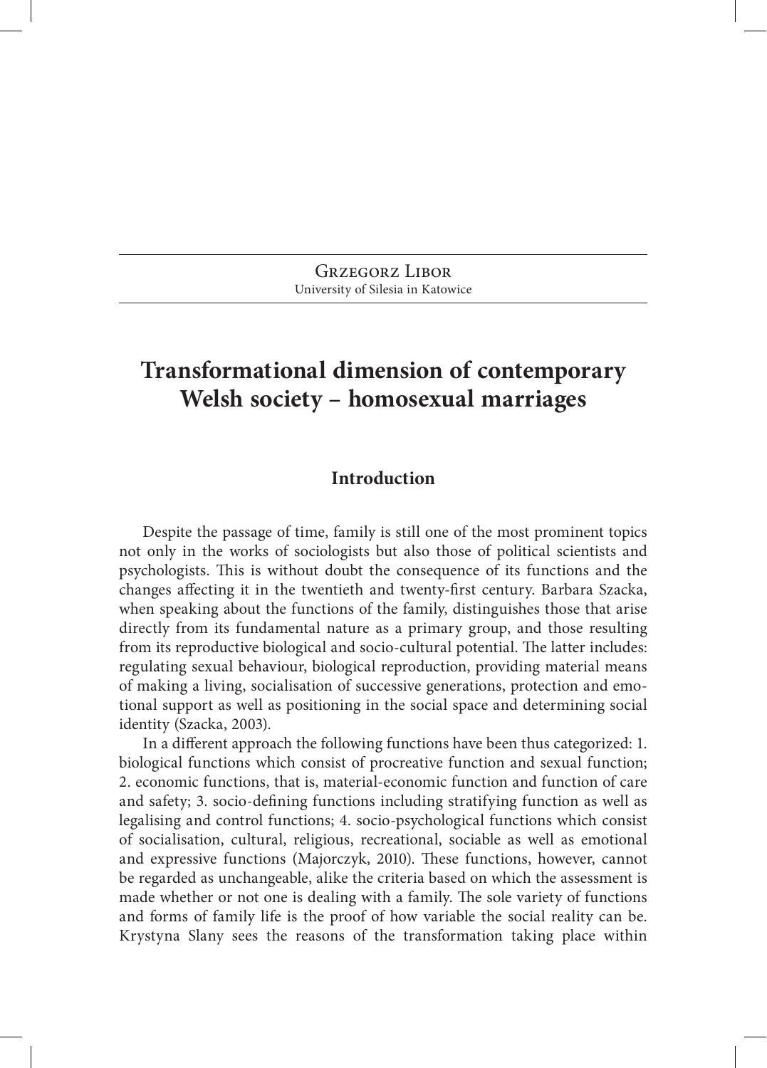Grzegorz Libor
University of Silesia in Katowice

# Transformational dimension of contemporary Welsh society – homosexual marriages

## Introduction

Despite the passage of time, family is still one of the most prominent topics not only in the works of sociologists but also those of political scientists and psychologists. This is without doubt the consequence of its functions and the changes affecting it in the twentieth and twenty-first century. Barbara Szacka, when speaking about the functions of the family, distinguishes those that arise directly from its fundamental nature as a primary group, and those resulting from its reproductive biological and socio-cultural potential. The latter includes: regulating sexual behaviour, biological reproduction, providing material means of making a living, socialisation of successive generations, protection and emotional support as well as positioning in the social space and determining social identity (Szacka, 2003).

In a different approach the following functions have been thus categorized: 1. biological functions which consist of procreative function and sexual function; 2. economic functions, that is, material-economic function and function of care and safety; 3. socio-defining functions including stratifying function as well as legalising and control functions; 4. socio-psychological functions which consist of socialisation, cultural, religious, recreational, sociable as well as emotional and expressive functions (Majorczyk, 2010). These functions, however, cannot be regarded as unchangeable, alike the criteria based on which the assessment is made whether or not one is dealing with a family. The sole variety of functions and forms of family life is the proof of how variable the social reality can be. Krystyna Slany sees the reasons of the transformation taking place within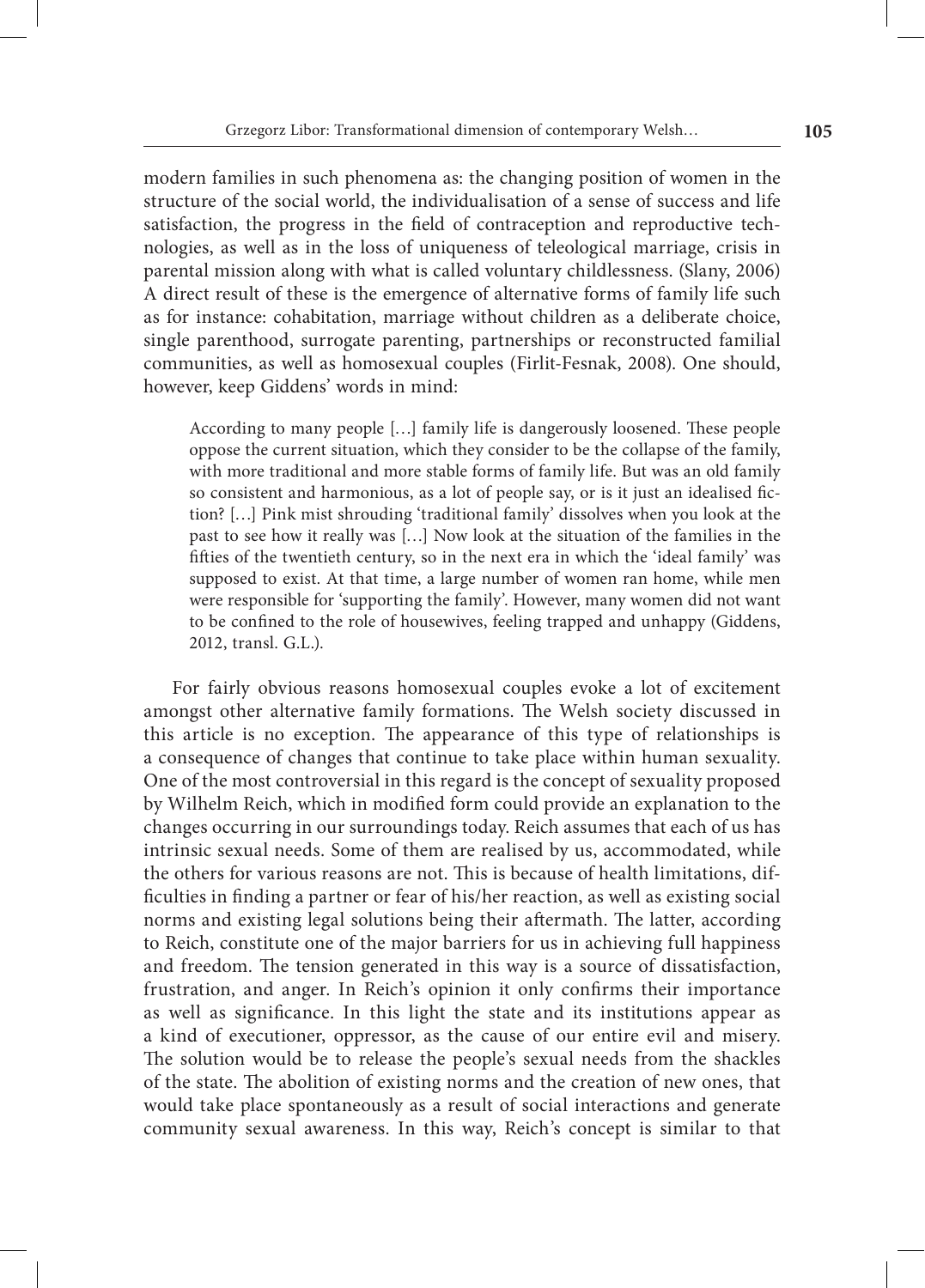modern families in such phenomena as: the changing position of women in the structure of the social world, the individualisation of a sense of success and life satisfaction, the progress in the field of contraception and reproductive technologies, as well as in the loss of uniqueness of teleological marriage, crisis in parental mission along with what is called voluntary childlessness. (Slany, 2006) A direct result of these is the emergence of alternative forms of family life such as for instance: cohabitation, marriage without children as a deliberate choice, single parenthood, surrogate parenting, partnerships or reconstructed familial communities, as well as homosexual couples (Firlit-Fesnak, 2008). One should, however, keep Giddens' words in mind:

> According to many people […] family life is dangerously loosened. These people oppose the current situation, which they consider to be the collapse of the family, with more traditional and more stable forms of family life. But was an old family so consistent and harmonious, as a lot of people say, or is it just an idealised fiction? […] Pink mist shrouding 'traditional family' dissolves when you look at the past to see how it really was […] Now look at the situation of the families in the fifties of the twentieth century, so in the next era in which the 'ideal family' was supposed to exist. At that time, a large number of women ran home, while men were responsible for 'supporting the family'. However, many women did not want to be confined to the role of housewives, feeling trapped and unhappy (Giddens, 2012, transl. G.L.).

For fairly obvious reasons homosexual couples evoke a lot of excitement amongst other alternative family formations. The Welsh society discussed in this article is no exception. The appearance of this type of relationships is a consequence of changes that continue to take place within human sexuality. One of the most controversial in this regard is the concept of sexuality proposed by Wilhelm Reich, which in modified form could provide an explanation to the changes occurring in our surroundings today. Reich assumes that each of us has intrinsic sexual needs. Some of them are realised by us, accommodated, while the others for various reasons are not. This is because of health limitations, difficulties in finding a partner or fear of his/her reaction, as well as existing social norms and existing legal solutions being their aftermath. The latter, according to Reich, constitute one of the major barriers for us in achieving full happiness and freedom. The tension generated in this way is a source of dissatisfaction, frustration, and anger. In Reich's opinion it only confirms their importance as well as significance. In this light the state and its institutions appear as a kind of executioner, oppressor, as the cause of our entire evil and misery. The solution would be to release the people's sexual needs from the shackles of the state. The abolition of existing norms and the creation of new ones, that would take place spontaneously as a result of social interactions and generate community sexual awareness. In this way, Reich's concept is similar to that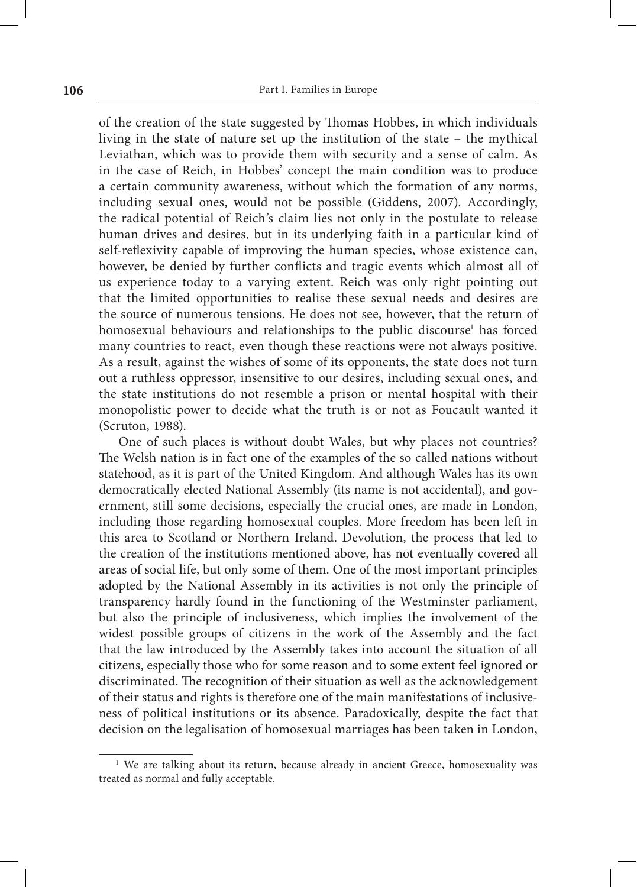of the creation of the state suggested by Thomas Hobbes, in which individuals living in the state of nature set up the institution of the state – the mythical Leviathan, which was to provide them with security and a sense of calm. As in the case of Reich, in Hobbes' concept the main condition was to produce a certain community awareness, without which the formation of any norms, including sexual ones, would not be possible (Giddens, 2007). Accordingly, the radical potential of Reich's claim lies not only in the postulate to release human drives and desires, but in its underlying faith in a particular kind of self-reflexivity capable of improving the human species, whose existence can, however, be denied by further conflicts and tragic events which almost all of us experience today to a varying extent. Reich was only right pointing out that the limited opportunities to realise these sexual needs and desires are the source of numerous tensions. He does not see, however, that the return of homosexual behaviours and relationships to the public discourse[1] has forced many countries to react, even though these reactions were not always positive. As a result, against the wishes of some of its opponents, the state does not turn out a ruthless oppressor, insensitive to our desires, including sexual ones, and the state institutions do not resemble a prison or mental hospital with their monopolistic power to decide what the truth is or not as Foucault wanted it (Scruton, 1988).

One of such places is without doubt Wales, but why places not countries? The Welsh nation is in fact one of the examples of the so called nations without statehood, as it is part of the United Kingdom. And although Wales has its own democratically elected National Assembly (its name is not accidental), and government, still some decisions, especially the crucial ones, are made in London, including those regarding homosexual couples. More freedom has been left in this area to Scotland or Northern Ireland. Devolution, the process that led to the creation of the institutions mentioned above, has not eventually covered all areas of social life, but only some of them. One of the most important principles adopted by the National Assembly in its activities is not only the principle of transparency hardly found in the functioning of the Westminster parliament, but also the principle of inclusiveness, which implies the involvement of the widest possible groups of citizens in the work of the Assembly and the fact that the law introduced by the Assembly takes into account the situation of all citizens, especially those who for some reason and to some extent feel ignored or discriminated. The recognition of their situation as well as the acknowledgement of their status and rights is therefore one of the main manifestations of inclusiveness of political institutions or its absence. Paradoxically, despite the fact that decision on the legalisation of homosexual marriages has been taken in London,

[1] We are talking about its return, because already in ancient Greece, homosexuality was treated as normal and fully acceptable.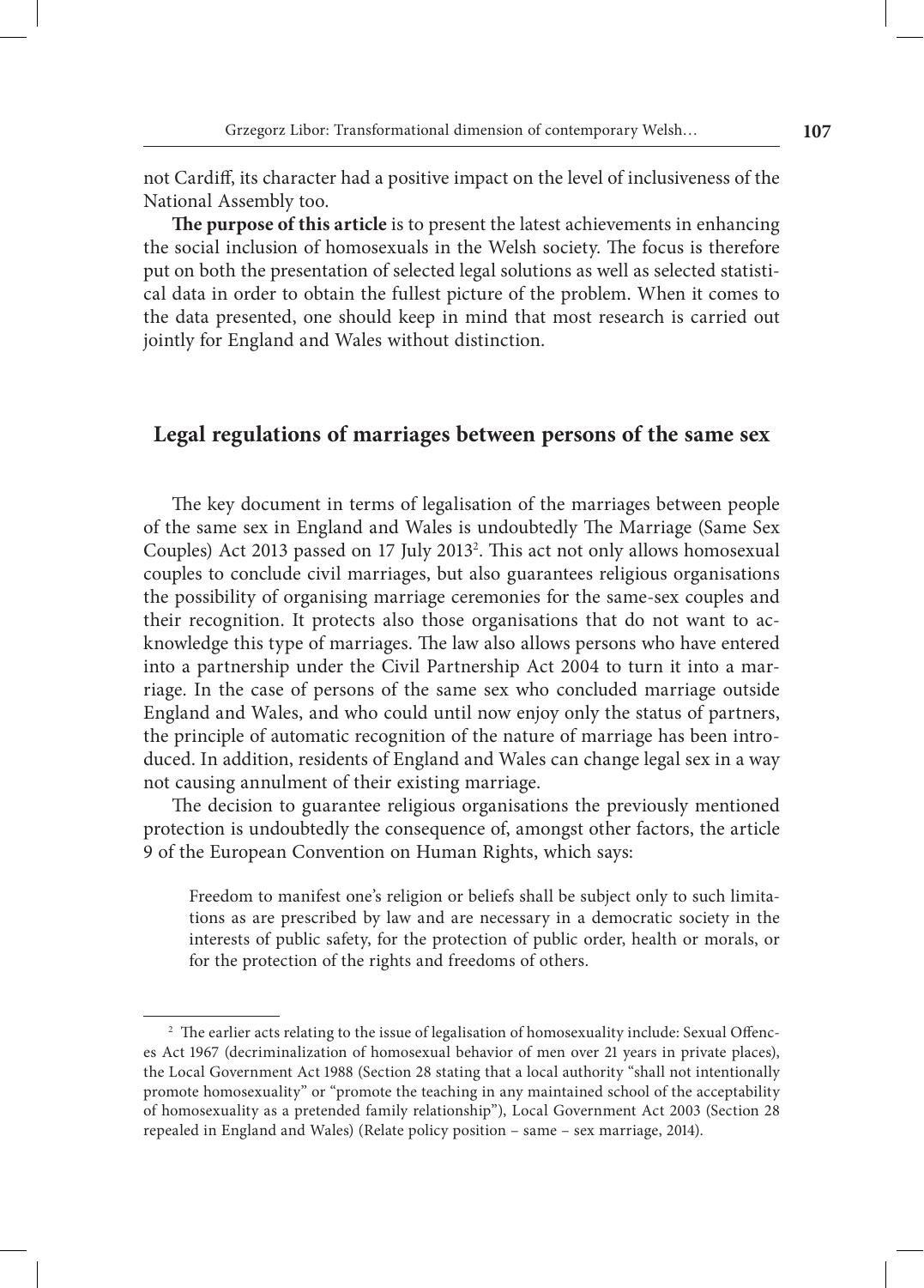not Cardiff, its character had a positive impact on the level of inclusiveness of the National Assembly too.

**The purpose of this article** is to present the latest achievements in enhancing the social inclusion of homosexuals in the Welsh society. The focus is therefore put on both the presentation of selected legal solutions as well as selected statistical data in order to obtain the fullest picture of the problem. When it comes to the data presented, one should keep in mind that most research is carried out jointly for England and Wales without distinction.

## Legal regulations of marriages between persons of the same sex

The key document in terms of legalisation of the marriages between people of the same sex in England and Wales is undoubtedly The Marriage (Same Sex Couples) Act 2013 passed on 17 July 2013[2]. This act not only allows homosexual couples to conclude civil marriages, but also guarantees religious organisations the possibility of organising marriage ceremonies for the same-sex couples and their recognition. It protects also those organisations that do not want to acknowledge this type of marriages. The law also allows persons who have entered into a partnership under the Civil Partnership Act 2004 to turn it into a marriage. In the case of persons of the same sex who concluded marriage outside England and Wales, and who could until now enjoy only the status of partners, the principle of automatic recognition of the nature of marriage has been introduced. In addition, residents of England and Wales can change legal sex in a way not causing annulment of their existing marriage.

The decision to guarantee religious organisations the previously mentioned protection is undoubtedly the consequence of, amongst other factors, the article 9 of the European Convention on Human Rights, which says:

> Freedom to manifest one's religion or beliefs shall be subject only to such limitations as are prescribed by law and are necessary in a democratic society in the interests of public safety, for the protection of public order, health or morals, or for the protection of the rights and freedoms of others.

[2] The earlier acts relating to the issue of legalisation of homosexuality include: Sexual Offences Act 1967 (decriminalization of homosexual behavior of men over 21 years in private places), the Local Government Act 1988 (Section 28 stating that a local authority "shall not intentionally promote homosexuality" or "promote the teaching in any maintained school of the acceptability of homosexuality as a pretended family relationship"), Local Government Act 2003 (Section 28 repealed in England and Wales) (Relate policy position – same – sex marriage, 2014).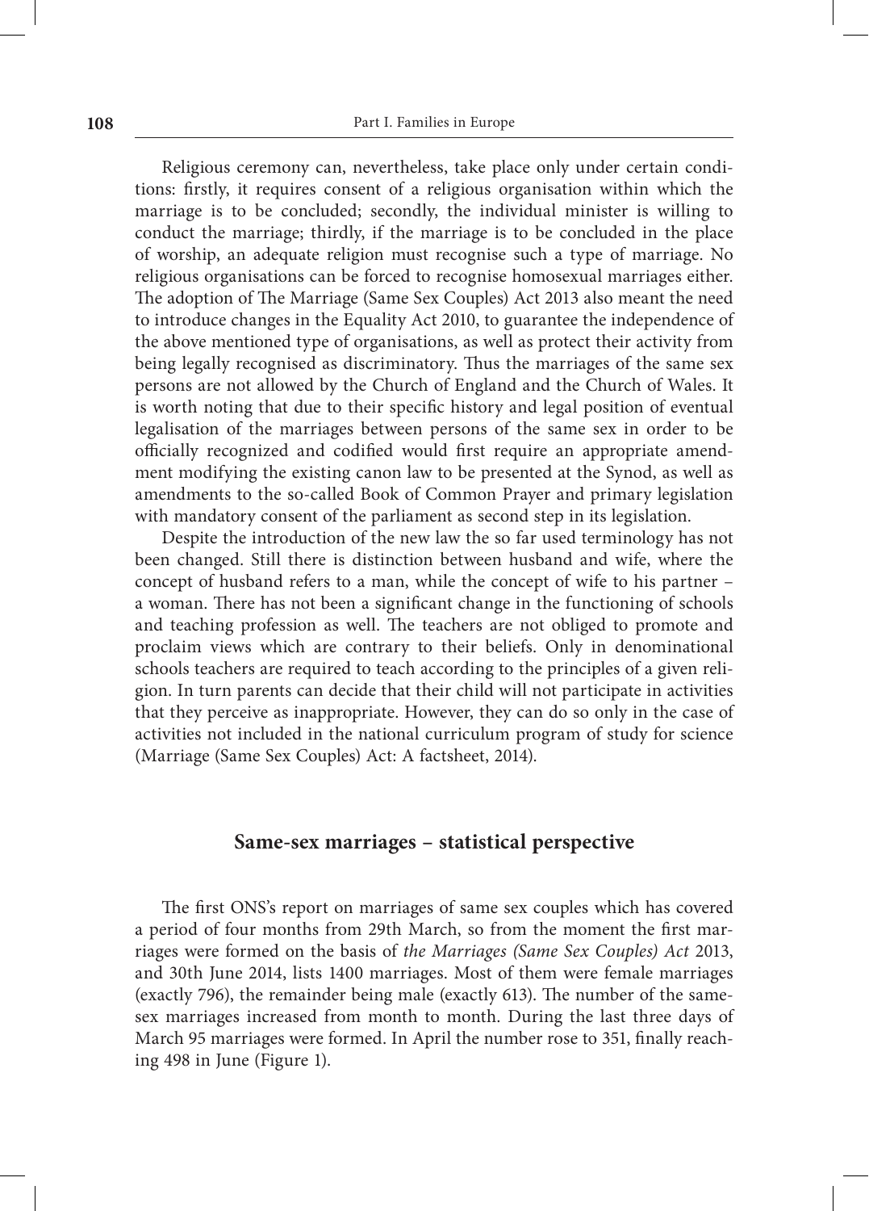Religious ceremony can, nevertheless, take place only under certain conditions: firstly, it requires consent of a religious organisation within which the marriage is to be concluded; secondly, the individual minister is willing to conduct the marriage; thirdly, if the marriage is to be concluded in the place of worship, an adequate religion must recognise such a type of marriage. No religious organisations can be forced to recognise homosexual marriages either. The adoption of The Marriage (Same Sex Couples) Act 2013 also meant the need to introduce changes in the Equality Act 2010, to guarantee the independence of the above mentioned type of organisations, as well as protect their activity from being legally recognised as discriminatory. Thus the marriages of the same sex persons are not allowed by the Church of England and the Church of Wales. It is worth noting that due to their specific history and legal position of eventual legalisation of the marriages between persons of the same sex in order to be officially recognized and codified would first require an appropriate amendment modifying the existing canon law to be presented at the Synod, as well as amendments to the so-called Book of Common Prayer and primary legislation with mandatory consent of the parliament as second step in its legislation.

Despite the introduction of the new law the so far used terminology has not been changed. Still there is distinction between husband and wife, where the concept of husband refers to a man, while the concept of wife to his partner – a woman. There has not been a significant change in the functioning of schools and teaching profession as well. The teachers are not obliged to promote and proclaim views which are contrary to their beliefs. Only in denominational schools teachers are required to teach according to the principles of a given religion. In turn parents can decide that their child will not participate in activities that they perceive as inappropriate. However, they can do so only in the case of activities not included in the national curriculum program of study for science (Marriage (Same Sex Couples) Act: A factsheet, 2014).

## Same-sex marriages – statistical perspective

The first ONS's report on marriages of same sex couples which has covered a period of four months from 29th March, so from the moment the first marriages were formed on the basis of *the Marriages (Same Sex Couples) Act* 2013, and 30th June 2014, lists 1400 marriages. Most of them were female marriages (exactly 796), the remainder being male (exactly 613). The number of the same-sex marriages increased from month to month. During the last three days of March 95 marriages were formed. In April the number rose to 351, finally reaching 498 in June (Figure 1).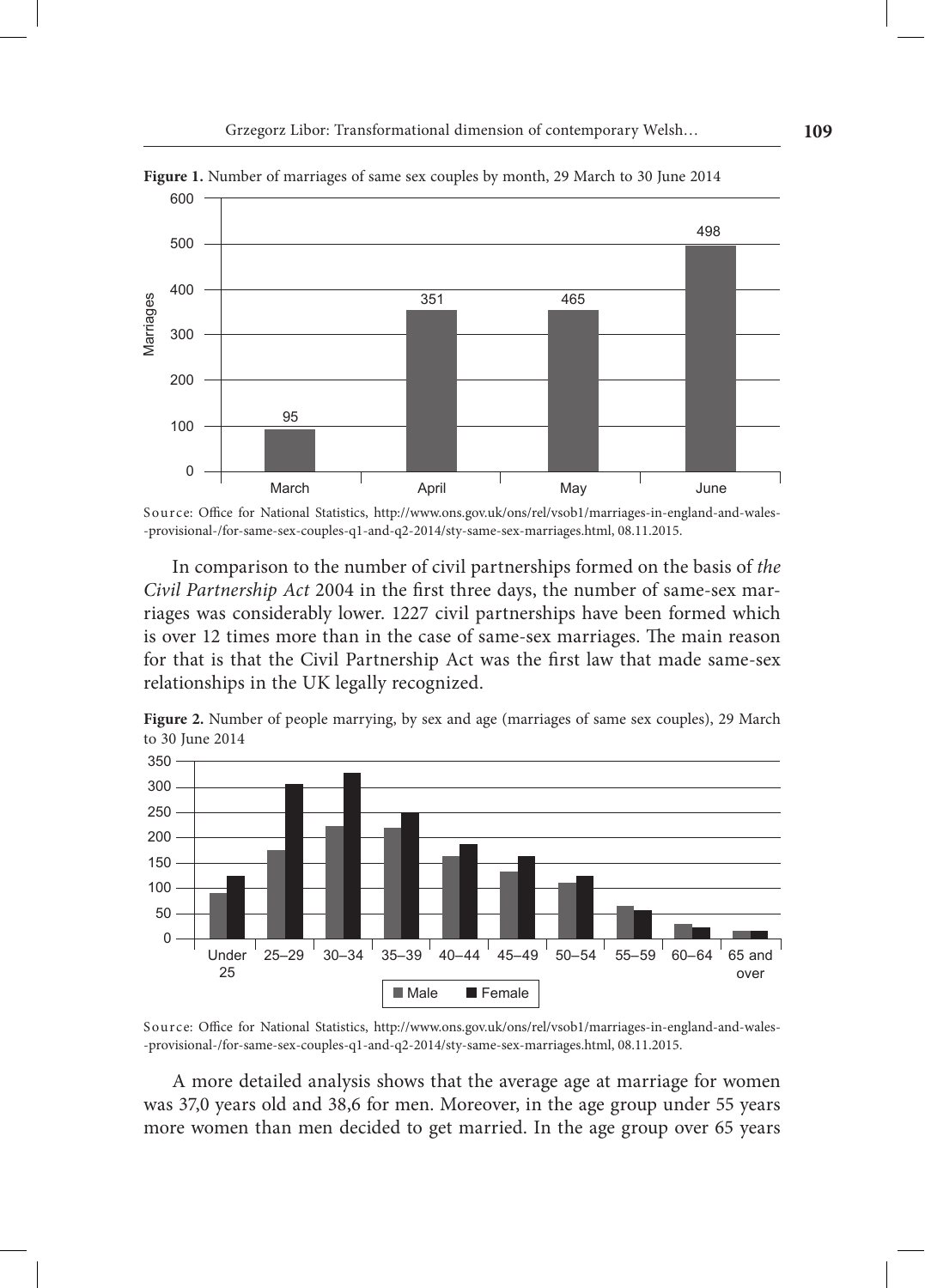**Figure 1.** Number of marriages of same sex couples by month, 29 March to 30 June 2014

Source: Office for National Statistics, http://www.ons.gov.uk/ons/rel/vsob1/marriages-in-england-and-wales--provisional-/for-same-sex-couples-q1-and-q2-2014/sty-same-sex-marriages.html, 08.11.2015.

In comparison to the number of civil partnerships formed on the basis of *the Civil Partnership Act* 2004 in the first three days, the number of same-sex marriages was considerably lower. 1227 civil partnerships have been formed which is over 12 times more than in the case of same-sex marriages. The main reason for that is that the Civil Partnership Act was the first law that made same-sex relationships in the UK legally recognized.

**Figure 2.** Number of people marrying, by sex and age (marriages of same sex couples), 29 March to 30 June 2014

Source: Office for National Statistics, http://www.ons.gov.uk/ons/rel/vsob1/marriages-in-england-and-wales--provisional-/for-same-sex-couples-q1-and-q2-2014/sty-same-sex-marriages.html, 08.11.2015.

A more detailed analysis shows that the average age at marriage for women was 37,0 years old and 38,6 for men. Moreover, in the age group under 55 years more women than men decided to get married. In the age group over 65 years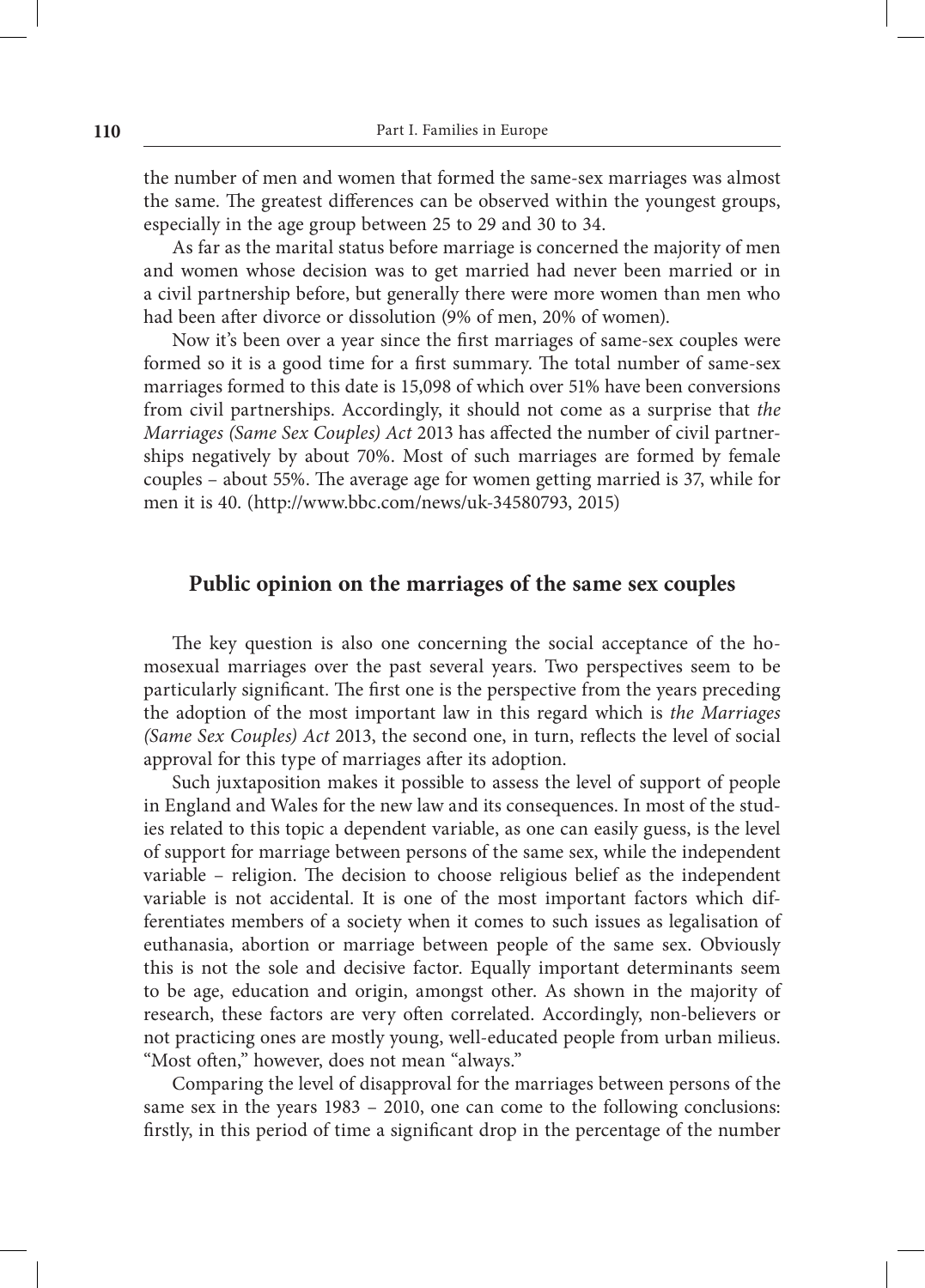the number of men and women that formed the same-sex marriages was almost the same. The greatest differences can be observed within the youngest groups, especially in the age group between 25 to 29 and 30 to 34.

As far as the marital status before marriage is concerned the majority of men and women whose decision was to get married had never been married or in a civil partnership before, but generally there were more women than men who had been after divorce or dissolution (9% of men, 20% of women).

Now it's been over a year since the first marriages of same-sex couples were formed so it is a good time for a first summary. The total number of same-sex marriages formed to this date is 15,098 of which over 51% have been conversions from civil partnerships. Accordingly, it should not come as a surprise that *the Marriages (Same Sex Couples) Act* 2013 has affected the number of civil partnerships negatively by about 70%. Most of such marriages are formed by female couples – about 55%. The average age for women getting married is 37, while for men it is 40. (http://www.bbc.com/news/uk-34580793, 2015)

## Public opinion on the marriages of the same sex couples

The key question is also one concerning the social acceptance of the homosexual marriages over the past several years. Two perspectives seem to be particularly significant. The first one is the perspective from the years preceding the adoption of the most important law in this regard which is *the Marriages (Same Sex Couples) Act* 2013, the second one, in turn, reflects the level of social approval for this type of marriages after its adoption.

Such juxtaposition makes it possible to assess the level of support of people in England and Wales for the new law and its consequences. In most of the studies related to this topic a dependent variable, as one can easily guess, is the level of support for marriage between persons of the same sex, while the independent variable – religion. The decision to choose religious belief as the independent variable is not accidental. It is one of the most important factors which differentiates members of a society when it comes to such issues as legalisation of euthanasia, abortion or marriage between people of the same sex. Obviously this is not the sole and decisive factor. Equally important determinants seem to be age, education and origin, amongst other. As shown in the majority of research, these factors are very often correlated. Accordingly, non-believers or not practicing ones are mostly young, well-educated people from urban milieus. "Most often," however, does not mean "always."

Comparing the level of disapproval for the marriages between persons of the same sex in the years 1983 – 2010, one can come to the following conclusions: firstly, in this period of time a significant drop in the percentage of the number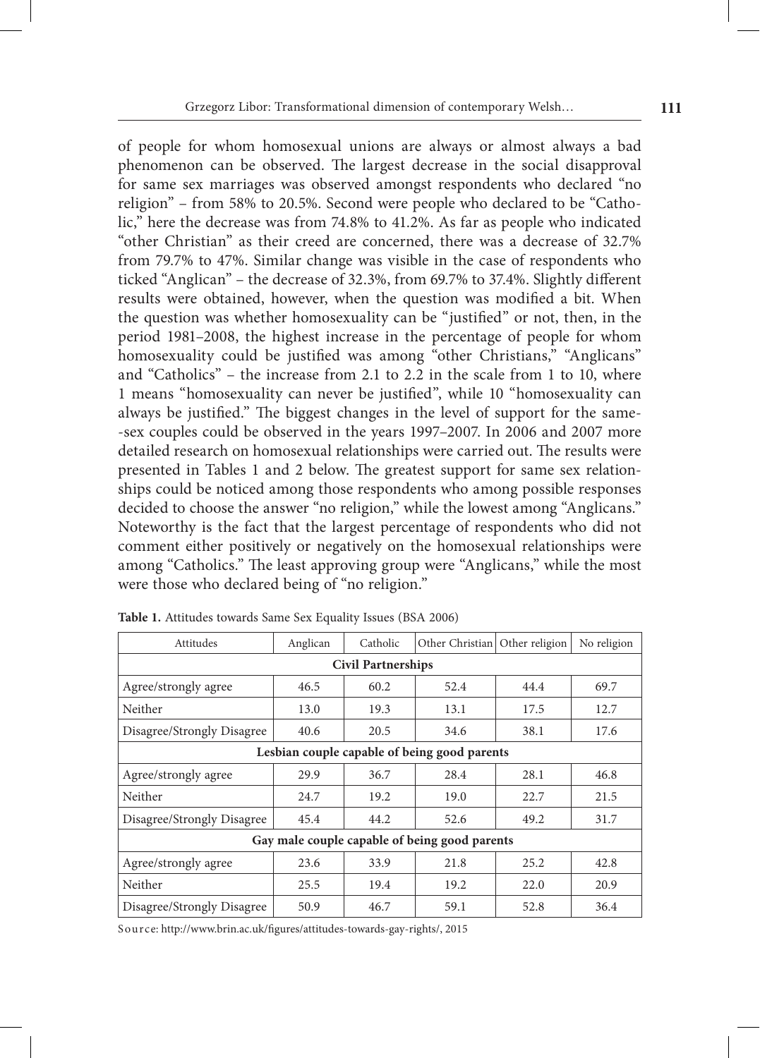of people for whom homosexual unions are always or almost always a bad phenomenon can be observed. The largest decrease in the social disapproval for same sex marriages was observed amongst respondents who declared "no religion" – from 58% to 20.5%. Second were people who declared to be "Catholic," here the decrease was from 74.8% to 41.2%. As far as people who indicated "other Christian" as their creed are concerned, there was a decrease of 32.7% from 79.7% to 47%. Similar change was visible in the case of respondents who ticked "Anglican" – the decrease of 32.3%, from 69.7% to 37.4%. Slightly different results were obtained, however, when the question was modified a bit. When the question was whether homosexuality can be "justified" or not, then, in the period 1981–2008, the highest increase in the percentage of people for whom homosexuality could be justified was among "other Christians," "Anglicans" and "Catholics" – the increase from 2.1 to 2.2 in the scale from 1 to 10, where 1 means "homosexuality can never be justified", while 10 "homosexuality can always be justified." The biggest changes in the level of support for the same-sex couples could be observed in the years 1997–2007. In 2006 and 2007 more detailed research on homosexual relationships were carried out. The results were presented in Tables 1 and 2 below. The greatest support for same sex relationships could be noticed among those respondents who among possible responses decided to choose the answer "no religion," while the lowest among "Anglicans." Noteworthy is the fact that the largest percentage of respondents who did not comment either positively or negatively on the homosexual relationships were among "Catholics." The least approving group were "Anglicans," while the most were those who declared being of "no religion."

**Table 1.** Attitudes towards Same Sex Equality Issues (BSA 2006)

| Attitudes | Anglican | Catholic | Other Christian | Other religion | No religion |
|---|---|---|---|---|---|
| **Civil Partnerships** | | | | | |
| Agree/strongly agree | 46.5 | 60.2 | 52.4 | 44.4 | 69.7 |
| Neither | 13.0 | 19.3 | 13.1 | 17.5 | 12.7 |
| Disagree/Strongly Disagree | 40.6 | 20.5 | 34.6 | 38.1 | 17.6 |
| **Lesbian couple capable of being good parents** | | | | | |
| Agree/strongly agree | 29.9 | 36.7 | 28.4 | 28.1 | 46.8 |
| Neither | 24.7 | 19.2 | 19.0 | 22.7 | 21.5 |
| Disagree/Strongly Disagree | 45.4 | 44.2 | 52.6 | 49.2 | 31.7 |
| **Gay male couple capable of being good parents** | | | | | |
| Agree/strongly agree | 23.6 | 33.9 | 21.8 | 25.2 | 42.8 |
| Neither | 25.5 | 19.4 | 19.2 | 22.0 | 20.9 |
| Disagree/Strongly Disagree | 50.9 | 46.7 | 59.1 | 52.8 | 36.4 |

Source: http://www.brin.ac.uk/figures/attitudes-towards-gay-rights/, 2015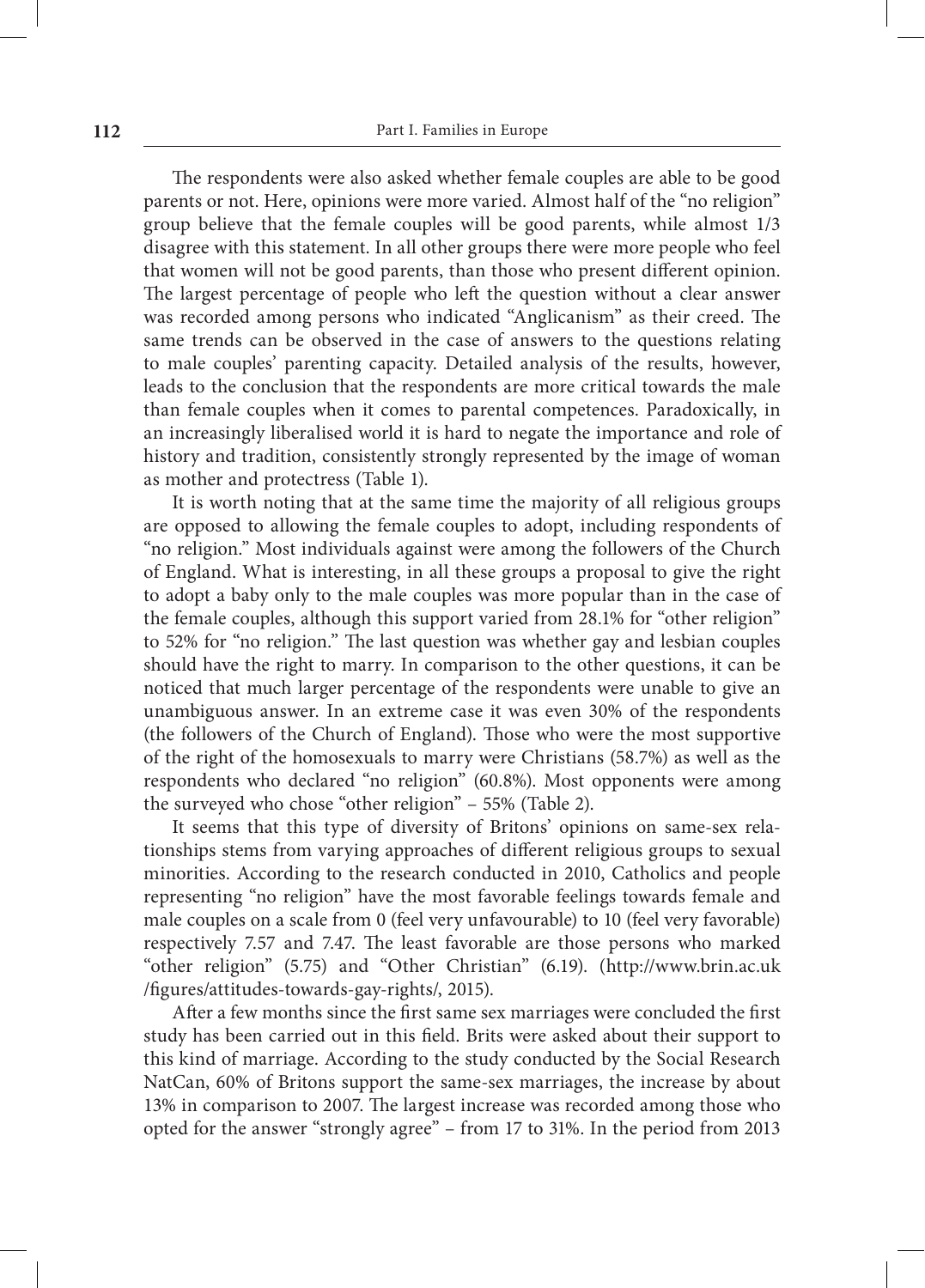The respondents were also asked whether female couples are able to be good parents or not. Here, opinions were more varied. Almost half of the "no religion" group believe that the female couples will be good parents, while almost 1/3 disagree with this statement. In all other groups there were more people who feel that women will not be good parents, than those who present different opinion. The largest percentage of people who left the question without a clear answer was recorded among persons who indicated "Anglicanism" as their creed. The same trends can be observed in the case of answers to the questions relating to male couples' parenting capacity. Detailed analysis of the results, however, leads to the conclusion that the respondents are more critical towards the male than female couples when it comes to parental competences. Paradoxically, in an increasingly liberalised world it is hard to negate the importance and role of history and tradition, consistently strongly represented by the image of woman as mother and protectress (Table 1).

It is worth noting that at the same time the majority of all religious groups are opposed to allowing the female couples to adopt, including respondents of "no religion." Most individuals against were among the followers of the Church of England. What is interesting, in all these groups a proposal to give the right to adopt a baby only to the male couples was more popular than in the case of the female couples, although this support varied from 28.1% for "other religion" to 52% for "no religion." The last question was whether gay and lesbian couples should have the right to marry. In comparison to the other questions, it can be noticed that much larger percentage of the respondents were unable to give an unambiguous answer. In an extreme case it was even 30% of the respondents (the followers of the Church of England). Those who were the most supportive of the right of the homosexuals to marry were Christians (58.7%) as well as the respondents who declared "no religion" (60.8%). Most opponents were among the surveyed who chose "other religion" – 55% (Table 2).

It seems that this type of diversity of Britons' opinions on same-sex relationships stems from varying approaches of different religious groups to sexual minorities. According to the research conducted in 2010, Catholics and people representing "no religion" have the most favorable feelings towards female and male couples on a scale from 0 (feel very unfavourable) to 10 (feel very favorable) respectively 7.57 and 7.47. The least favorable are those persons who marked "other religion" (5.75) and "Other Christian" (6.19). (http://www.brin.ac.uk/figures/attitudes-towards-gay-rights/, 2015).

After a few months since the first same sex marriages were concluded the first study has been carried out in this field. Brits were asked about their support to this kind of marriage. According to the study conducted by the Social Research NatCan, 60% of Britons support the same-sex marriages, the increase by about 13% in comparison to 2007. The largest increase was recorded among those who opted for the answer "strongly agree" – from 17 to 31%. In the period from 2013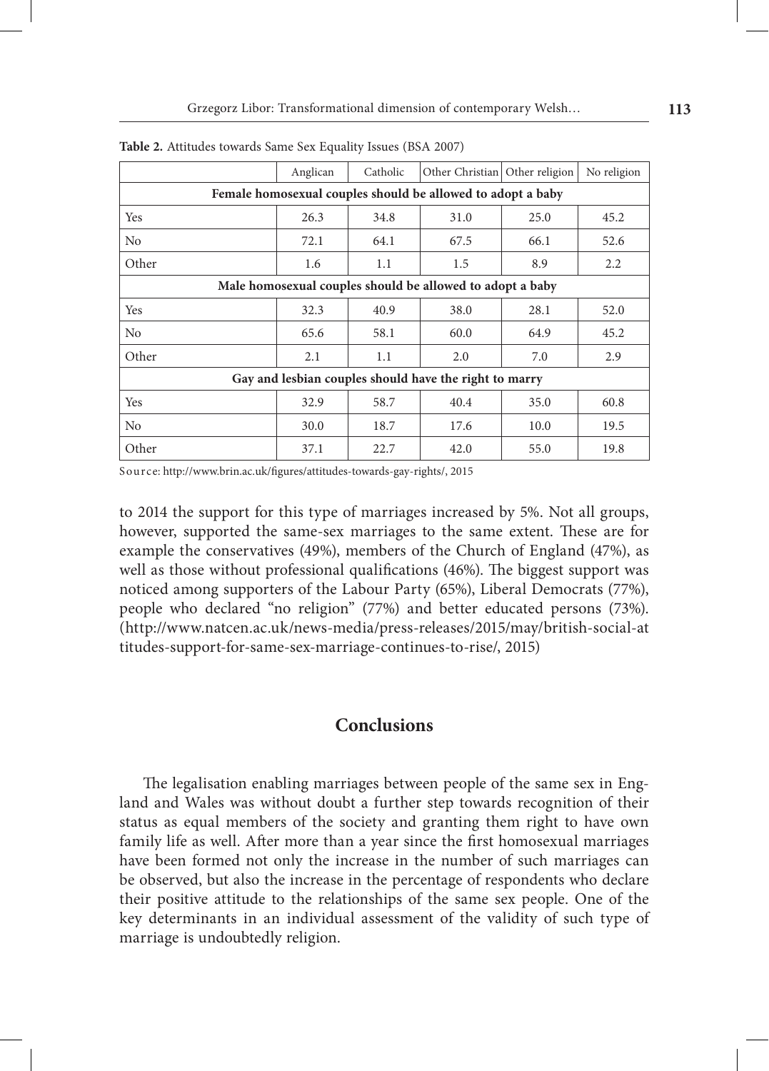**Table 2.** Attitudes towards Same Sex Equality Issues (BSA 2007)

| | Anglican | Catholic | Other Christian | Other religion | No religion |
|---|---|---|---|---|---|
| **Female homosexual couples should be allowed to adopt a baby** | | | | | |
| Yes | 26.3 | 34.8 | 31.0 | 25.0 | 45.2 |
| No | 72.1 | 64.1 | 67.5 | 66.1 | 52.6 |
| Other | 1.6 | 1.1 | 1.5 | 8.9 | 2.2 |
| **Male homosexual couples should be allowed to adopt a baby** | | | | | |
| Yes | 32.3 | 40.9 | 38.0 | 28.1 | 52.0 |
| No | 65.6 | 58.1 | 60.0 | 64.9 | 45.2 |
| Other | 2.1 | 1.1 | 2.0 | 7.0 | 2.9 |
| **Gay and lesbian couples should have the right to marry** | | | | | |
| Yes | 32.9 | 58.7 | 40.4 | 35.0 | 60.8 |
| No | 30.0 | 18.7 | 17.6 | 10.0 | 19.5 |
| Other | 37.1 | 22.7 | 42.0 | 55.0 | 19.8 |

Source: http://www.brin.ac.uk/figures/attitudes-towards-gay-rights/, 2015

to 2014 the support for this type of marriages increased by 5%. Not all groups, however, supported the same-sex marriages to the same extent. These are for example the conservatives (49%), members of the Church of England (47%), as well as those without professional qualifications (46%). The biggest support was noticed among supporters of the Labour Party (65%), Liberal Democrats (77%), people who declared "no religion" (77%) and better educated persons (73%). (http://www.natcen.ac.uk/news-media/press-releases/2015/may/british-social-attitudes-support-for-same-sex-marriage-continues-to-rise/, 2015)

## Conclusions

The legalisation enabling marriages between people of the same sex in England and Wales was without doubt a further step towards recognition of their status as equal members of the society and granting them right to have own family life as well. After more than a year since the first homosexual marriages have been formed not only the increase in the number of such marriages can be observed, but also the increase in the percentage of respondents who declare their positive attitude to the relationships of the same sex people. One of the key determinants in an individual assessment of the validity of such type of marriage is undoubtedly religion.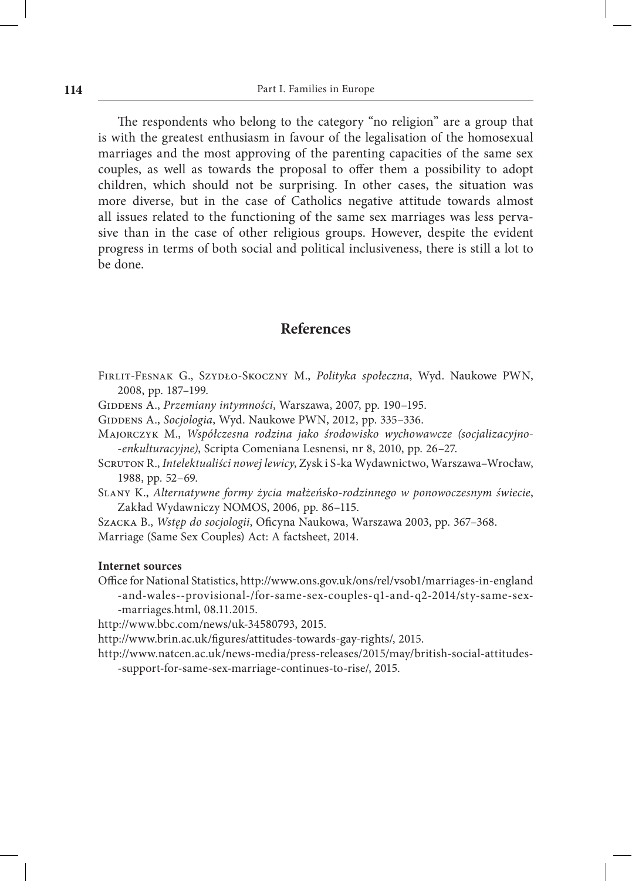The respondents who belong to the category "no religion" are a group that is with the greatest enthusiasm in favour of the legalisation of the homosexual marriages and the most approving of the parenting capacities of the same sex couples, as well as towards the proposal to offer them a possibility to adopt children, which should not be surprising. In other cases, the situation was more diverse, but in the case of Catholics negative attitude towards almost all issues related to the functioning of the same sex marriages was less pervasive than in the case of other religious groups. However, despite the evident progress in terms of both social and political inclusiveness, there is still a lot to be done.

## References

Firlit-Fesnak G., Szydło-Skoczny M., *Polityka społeczna*, Wyd. Naukowe PWN, 2008, pp. 187–199.

Giddens A., *Przemiany intymności*, Warszawa, 2007, pp. 190–195.

Giddens A., *Socjologia*, Wyd. Naukowe PWN, 2012, pp. 335–336.

Majorczyk M., *Współczesna rodzina jako środowisko wychowawcze (socjalizacyjno--enkulturacyjne)*, Scripta Comeniana Lesnensi, nr 8, 2010, pp. 26–27.

Scruton R., *Intelektualiści nowej lewicy*, Zysk i S-ka Wydawnictwo, Warszawa–Wrocław, 1988, pp. 52–69.

Slany K., *Alternatywne formy życia małżeńsko-rodzinnego w ponowoczesnym świecie*, Zakład Wydawniczy NOMOS, 2006, pp. 86–115.

Szacka B., *Wstęp do socjologii*, Oficyna Naukowa, Warszawa 2003, pp. 367–368.

Marriage (Same Sex Couples) Act: A factsheet, 2014.

**Internet sources**

Office for National Statistics, http://www.ons.gov.uk/ons/rel/vsob1/marriages-in-england-and-wales--provisional-/for-same-sex-couples-q1-and-q2-2014/sty-same-sex-marriages.html, 08.11.2015.

http://www.bbc.com/news/uk-34580793, 2015.

http://www.brin.ac.uk/figures/attitudes-towards-gay-rights/, 2015.

http://www.natcen.ac.uk/news-media/press-releases/2015/may/british-social-attitudes-support-for-same-sex-marriage-continues-to-rise/, 2015.